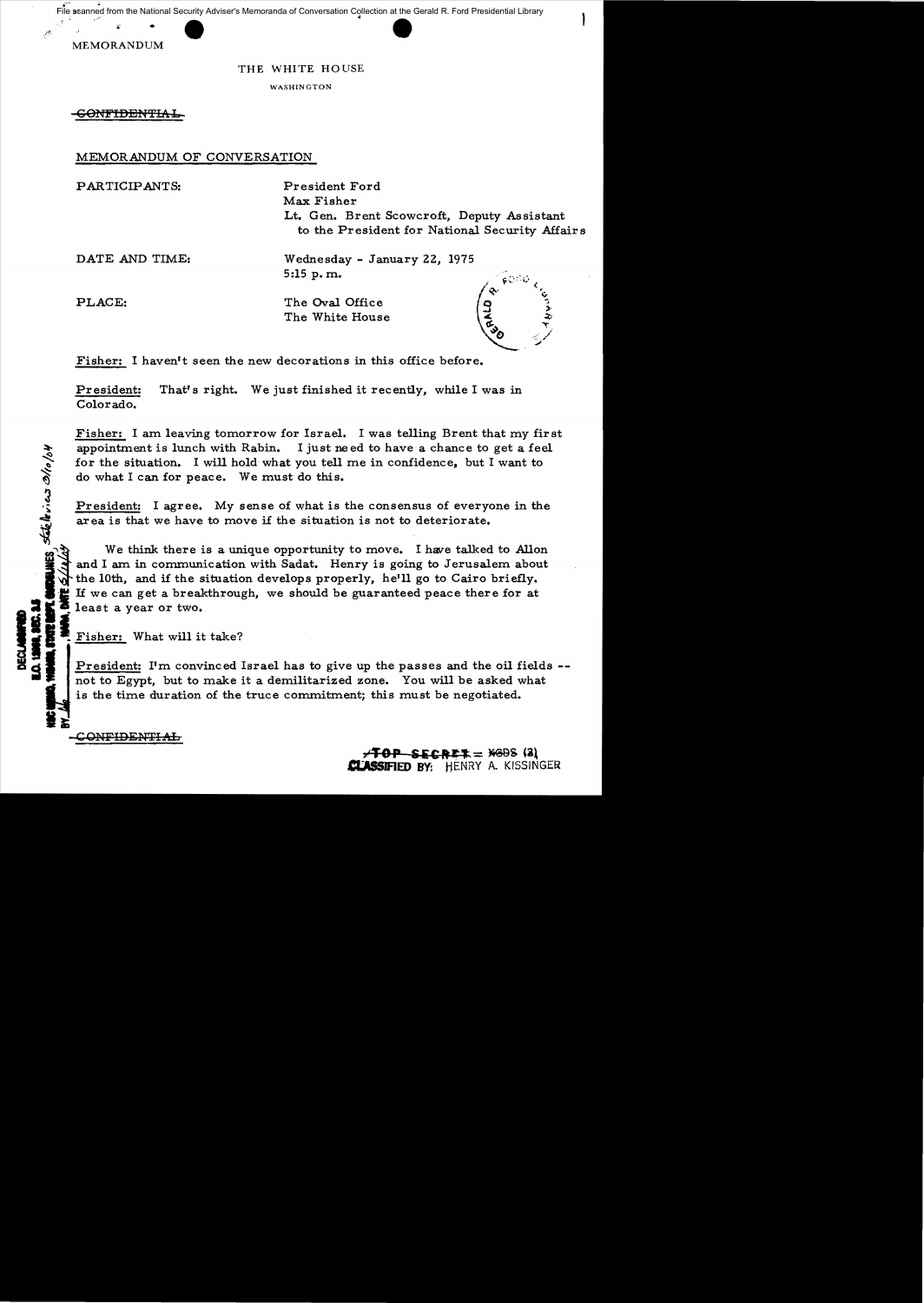File scanned from the National Security Adviser's Memoranda of Conversation Collection at the Gerald R. Ford Presidential Library

MEMORANDUM

THE WHITE HOUSE

WASHINGTON

~~CONFIDENTIAL~~

MEMORANDUM OF CONVERSATION

PARTICIPANTS: President Ford
Max Fisher
Lt. Gen. Brent Scowcroft, Deputy Assistant to the President for National Security Affairs

DATE AND TIME: Wednesday - January 22, 1975
5:15 p.m.

PLACE: The Oval Office
The White House

Fisher: I haven't seen the new decorations in this office before.

President: That's right. We just finished it recently, while I was in Colorado.

Fisher: I am leaving tomorrow for Israel. I was telling Brent that my first appointment is lunch with Rabin. I just need to have a chance to get a feel for the situation. I will hold what you tell me in confidence, but I want to do what I can for peace. We must do this.

President: I agree. My sense of what is the consensus of everyone in the area is that we have to move if the situation is not to deteriorate.

We think there is a unique opportunity to move. I have talked to Allon and I am in communication with Sadat. Henry is going to Jerusalem about the 10th, and if the situation develops properly, he'll go to Cairo briefly. If we can get a breakthrough, we should be guaranteed peace there for at least a year or two.

Fisher: What will it take?

President: I'm convinced Israel has to give up the passes and the oil fields -- not to Egypt, but to make it a demilitarized zone. You will be asked what is the time duration of the truce commitment; this must be negotiated.

~~CONFIDENTIAL~~

~~TOP SECRET~~ = XGDS (2)
CLASSIFIED BY: HENRY A. KISSINGER

DECLASSIFIED
E.O. 12958, SEC. 3.5
NSC MEMO, 11/24/98, STATE DEPT. GUIDELINES, State Review 3/10/04
BY [illegible], NARA, DATE 5/14/04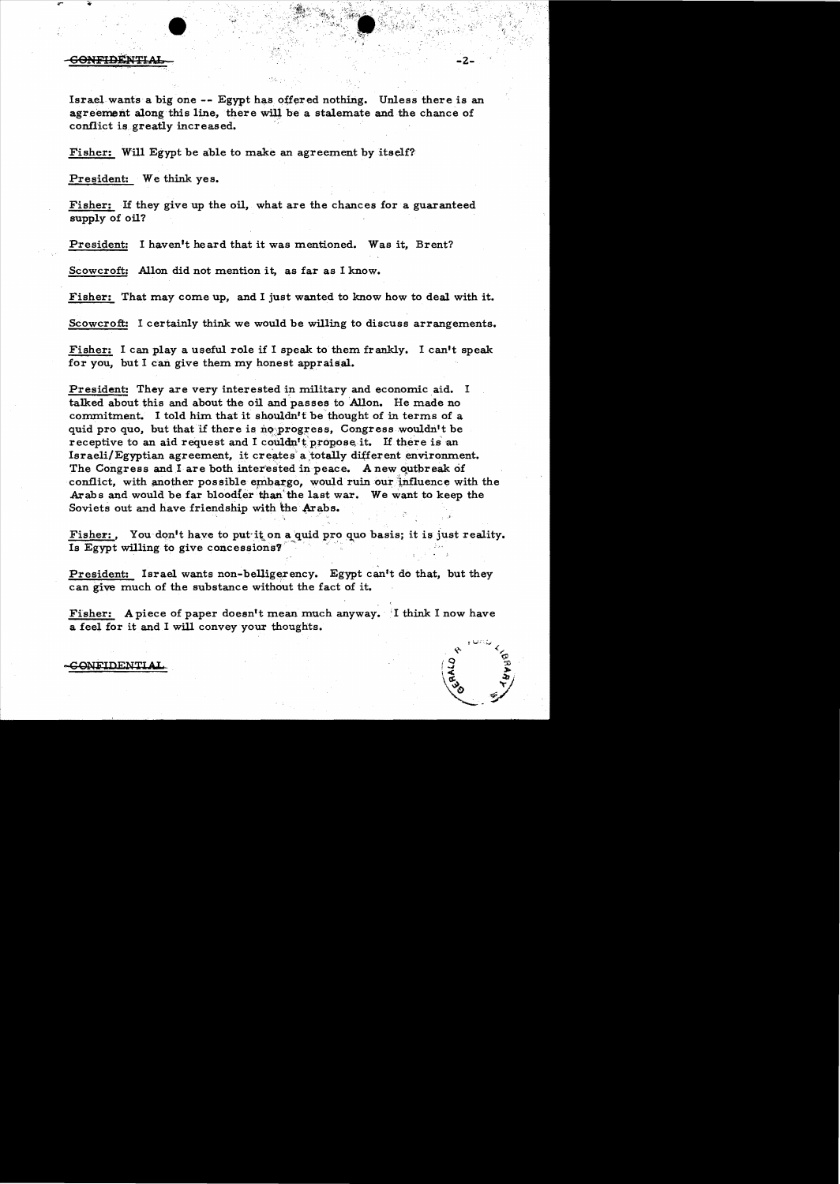CONFIDENTIAL

Israel wants a big one -- Egypt has offered nothing. Unless there is an agreement along this line, there will be a stalemate and the chance of conflict is greatly increased.

Fisher: Will Egypt be able to make an agreement by itself?

President: We think yes.

Fisher: If they give up the oil, what are the chances for a guaranteed supply of oil?

President: I haven't heard that it was mentioned. Was it, Brent?

Scowcroft: Allon did not mention it, as far as I know.

Fisher: That may come up, and I just wanted to know how to deal with it.

Scowcroft: I certainly think we would be willing to discuss arrangements.

Fisher: I can play a useful role if I speak to them frankly. I can't speak for you, but I can give them my honest appraisal.

President: They are very interested in military and economic aid. I talked about this and about the oil and passes to Allon. He made no commitment. I told him that it shouldn't be thought of in terms of a quid pro quo, but that if there is no progress, Congress wouldn't be receptive to an aid request and I couldn't propose it. If there is an Israeli/Egyptian agreement, it creates a totally different environment. The Congress and I are both interested in peace. A new outbreak of conflict, with another possible embargo, would ruin our influence with the Arabs and would be far bloodier than the last war. We want to keep the Soviets out and have friendship with the Arabs.

Fisher: You don't have to put it on a quid pro quo basis; it is just reality. Is Egypt willing to give concessions?

President: Israel wants non-belligerency. Egypt can't do that, but they can give much of the substance without the fact of it.

Fisher: A piece of paper doesn't mean much anyway. I think I now have a feel for it and I will convey your thoughts.

CONFIDENTIAL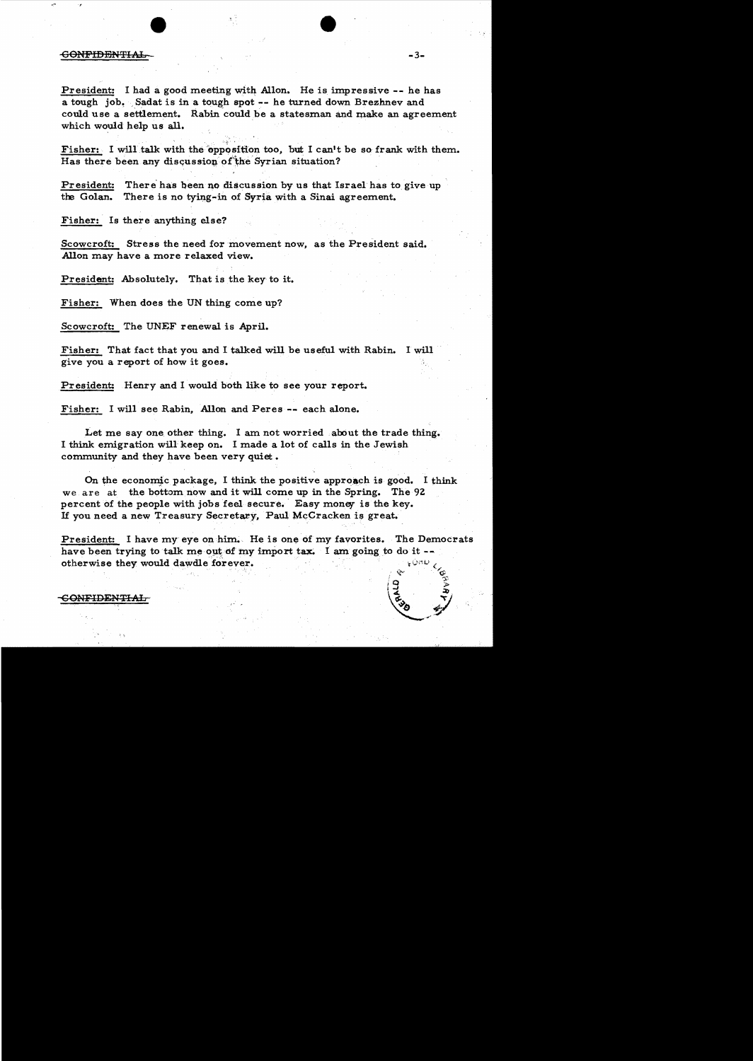CONFIDENTIAL

President: I had a good meeting with Allon. He is impressive -- he has a tough job. Sadat is in a tough spot -- he turned down Brezhnev and could use a settlement. Rabin could be a statesman and make an agreement which would help us all.

Fisher: I will talk with the opposition too, but I can't be so frank with them. Has there been any discussion of the Syrian situation?

President: There has been no discussion by us that Israel has to give up the Golan. There is no tying-in of Syria with a Sinai agreement.

Fisher: Is there anything else?

Scowcroft: Stress the need for movement now, as the President said. Allon may have a more relaxed view.

President: Absolutely. That is the key to it.

Fisher: When does the UN thing come up?

Scowcroft: The UNEF renewal is April.

Fisher: That fact that you and I talked will be useful with Rabin. I will give you a report of how it goes.

President: Henry and I would both like to see your report.

Fisher: I will see Rabin, Allon and Peres -- each alone.

Let me say one other thing. I am not worried about the trade thing. I think emigration will keep on. I made a lot of calls in the Jewish community and they have been very quiet.

On the economic package, I think the positive approach is good. I think we are at the bottom now and it will come up in the Spring. The 92 percent of the people with jobs feel secure. Easy money is the key. If you need a new Treasury Secretary, Paul McCracken is great.

President: I have my eye on him. He is one of my favorites. The Democrats have been trying to talk me out of my import tax. I am going to do it -- otherwise they would dawdle forever.

CONFIDENTIAL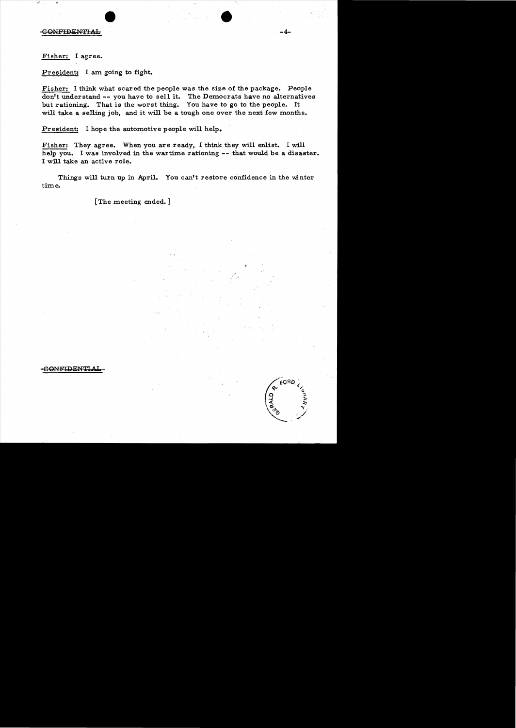Fisher: I agree.

President: I am going to fight.

Fisher: I think what scared the people was the size of the package. People don't understand -- you have to sell it. The Democrats have no alternatives but rationing. That is the worst thing. You have to go to the people. It will take a selling job, and it will be a tough one over the next few months.

President: I hope the automotive people will help.

Fisher: They agree. When you are ready, I think they will enlist. I will help you. I was involved in the wartime rationing -- that would be a disaster. I will take an active role.

Things will turn up in April. You can't restore confidence in the winter time.

[The meeting ended.]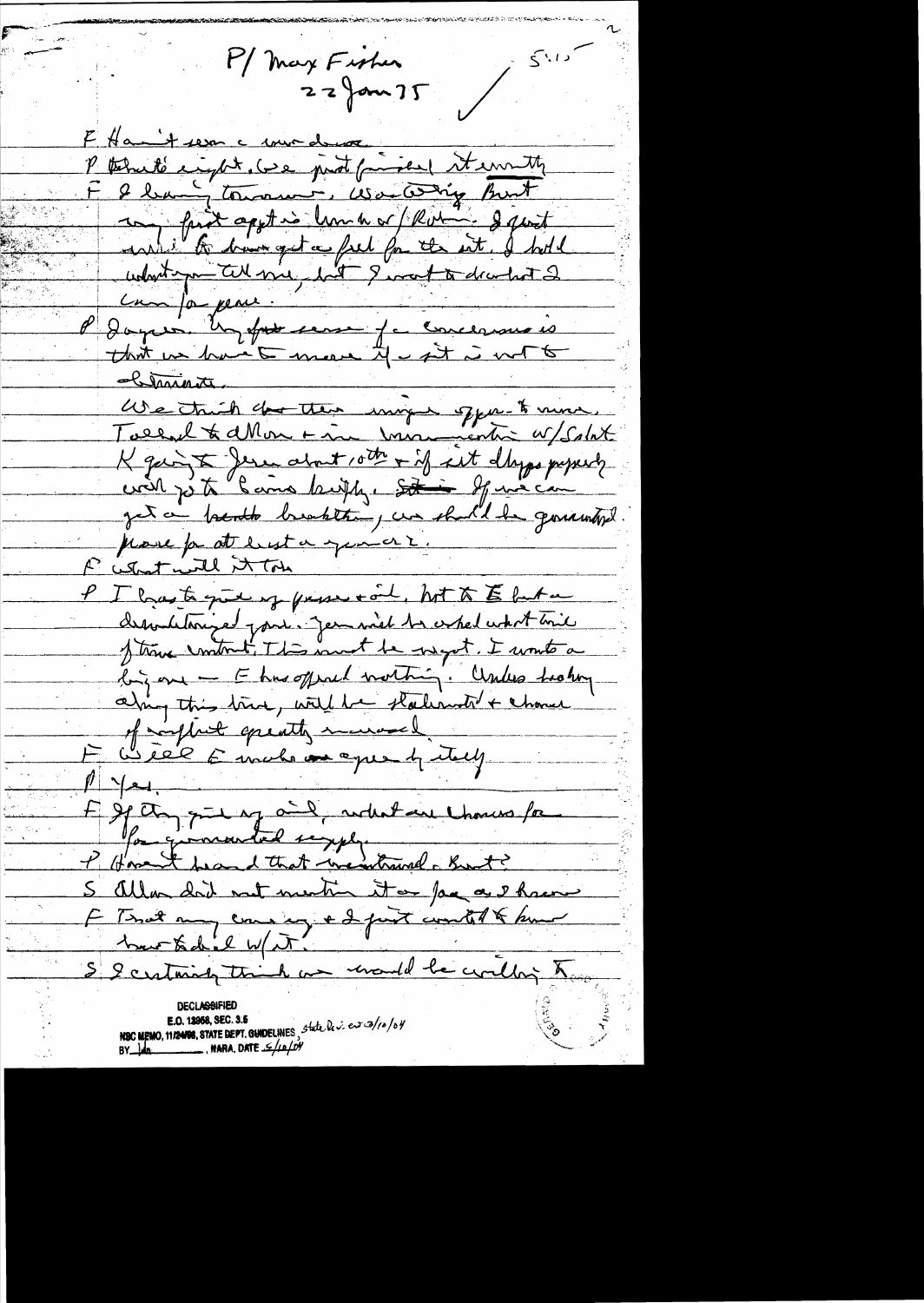P/ Max Fisher
22 Jan 75

5:15

F Haven't seen c [one] doesn't.

P That's right. We just finished it recently.

F I leaving tomorrow. Was going Brent my first appt is hunch w/Rabin. I just would like to know get a feel for the sit. I hold what you tell me, but I want to do what I can for peace.

P Dayan. My first sense for concessions is that we have to move if sit is not to deteriorate.

We think the their major offer to move. Talked to Allon + in movement w/ Sadat K going to Jeru about 10th + if sit develops properly will go to Cairo briefly. ~~Sit~~ If we can get a breath breakthrough, we should be guaranteed peace for at least a year or 2.

F What will it take

P I has to give up passes + oil, but to E but a demilitarized zone. Jews wish be asked what kind of term commitment. This must be urgent. I wants a big one — E has offered nothing. Unless broken along this line, will be stalemate + chance of conflict greatly increased.

F Will E make an agreement by itself

P Yes.

F If they give up oil, what are chances for guaranteed supply.

P Haven't heard that mentioned. Brent?

S Allon did not mention it as far as I know

F That my concern + I just wanted to know how to deal w/ it.

S I certainly think we would be willing to

DECLASSIFIED
E.O. 12958, SEC. 3.5
NSC MEMO, 11/24/98, STATE DEPT. GUIDELINES, State Dv. ew 3/10/04
BY ___ NARA, DATE 5/10/04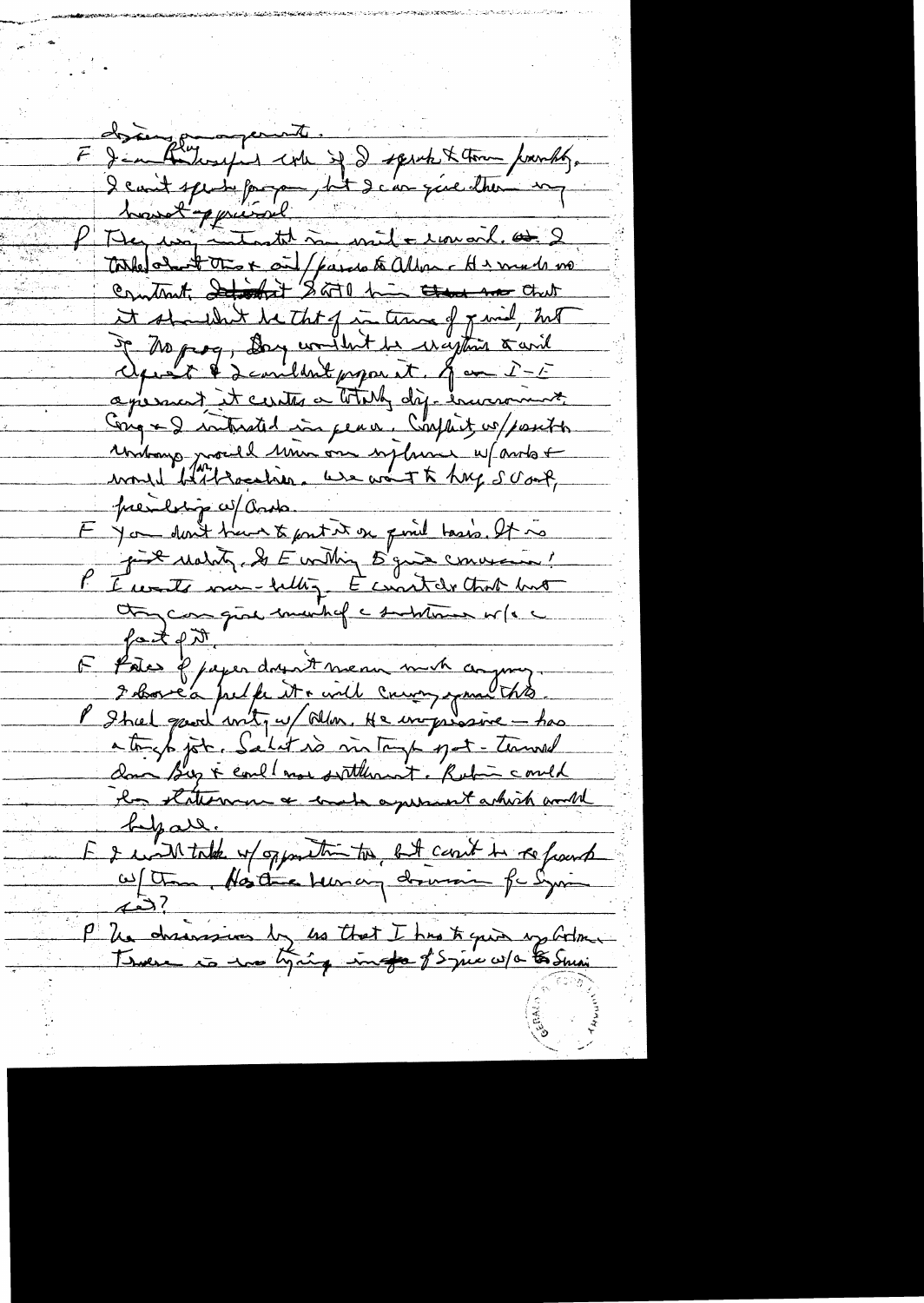denying your agreement.

F I am ~~this~~ [Rabin] hopeful with if I speak to them frankly. I can't speak for you, but I can give them my honest appraisal.

P They are interested in mil & economic. ~~as~~ I talked about this & oil/finance to Allon. He made no commitment. ~~I told~~ I told him ~~that~~ that it shouldn't be that of in terms of $ mil, but of no prog, they wouldn't be weighing & mil request & I couldn't oppose it. If an I-E agreement it creates a totally diff. environment. Cong & I interested in peace. Conflict w/ position Rabin proposed puts many on influence w/ Arabs & would hurt ~~~~ [Am] relations. We want to keep S U out, friendship w/ Arabs.

F You don't have to put it on quid basis. It is just reality. So Everything to give concession!

P Ecuador is no-kidding. E can take that but they can give much of a substance w/o a fait accompli.

F Pieces of paper doesn't mean much anyway. I have a feel for it & will convey your thoughts.

P I had good visit w/ Allon. He is impressive — has a tough job. Sadat is in tough spot — turned down Brez & could make settlement. Rabin could be statesman & make agreement which would help all.

F I will talk w/ opposition too, but can't be so frank w/ them. Has there been any discussion for Syria ~~__~~?

P No discussion by us that I have to give up Golan. There is no trying in of Syria w/o Sinai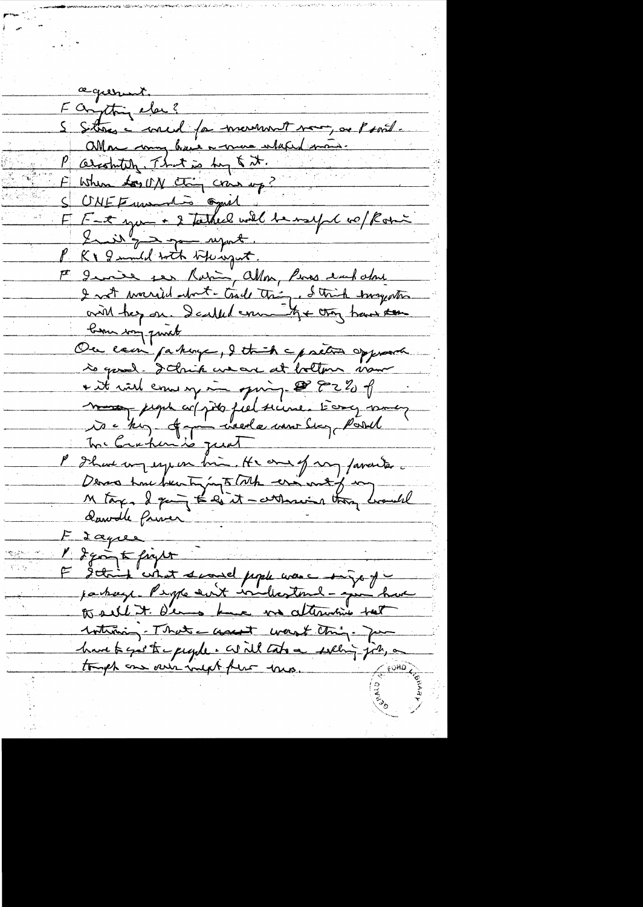agreement.

F Anything else?

S Situation need for movement now, or Ford. Allon may have a more relaxed mind.

P Absolutely. That is key to it.

F When does UN thing come up?

S UNEF runs to April

F F-t you + I talked will be useful w/ Rabin. I will give you report.

P K & I would both like report.

F I was see Rabin, Allon, Peres each alone. I not worried about trade thing. I think boycotters will hang on. I called community + they have been very quiet.

Our econ package, I think a positive approach is good. I think we are at bottom now + it will come up in spring. 82% of [crossed out] people w/ jobs feel secure. Easy money is a key. Of your weekend meetings Shultz, Powell Mr. Burns is great.

P I have my eye on him. He one of my favorites. Dems have been trying to talk me out of my M tax. I going to do it — otherwise they would dawdle forever.

F I agree

P I going to fight

F I think what scared people was size of package. People don't understand — you have to sell it. Dems have no alternative but nothing. That — what they want. You have to get to people. Will take a selling job, a tough one over next few mos.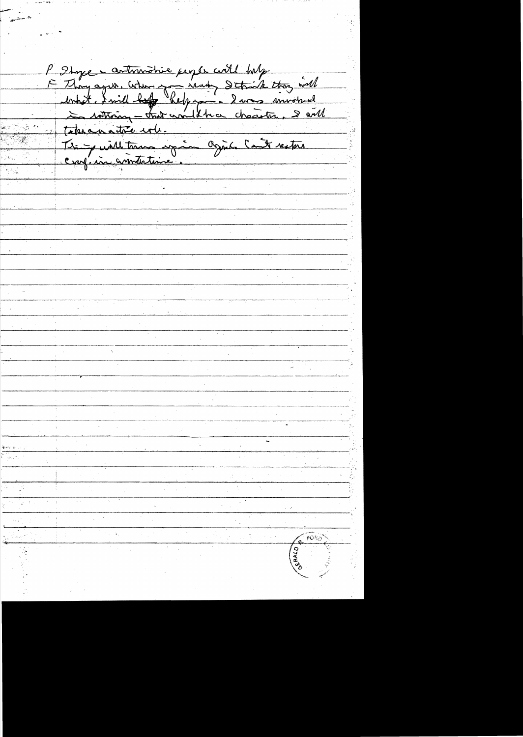P I hope automotive people will help.

F They agree. When you ready I think they will lobbyist. I will help help you. I was involved in lobbying – that would be a disaster. I will take an active role.

Things will turn up in Apr. Can't restore Conf. in administration.